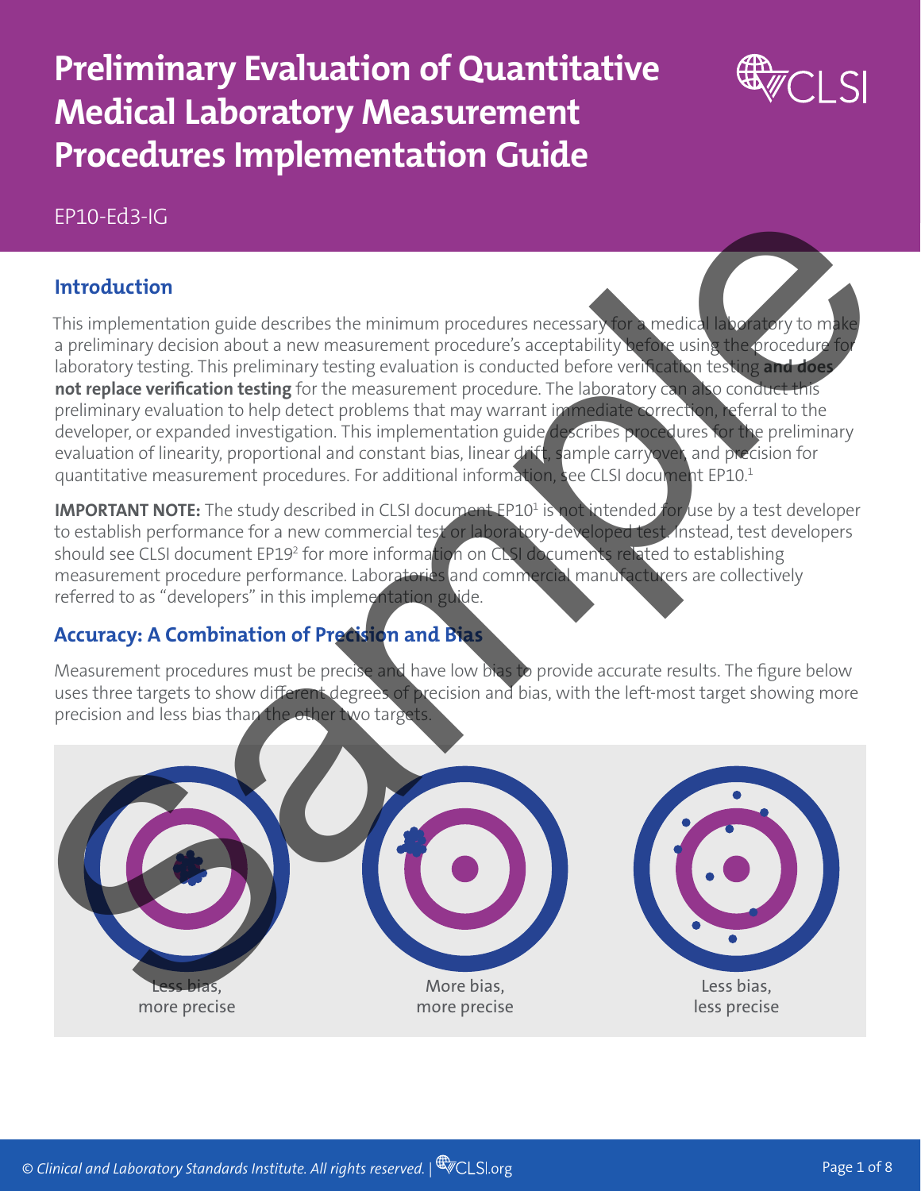# Preliminary Evaluation of Quantitative Medical Laboratory Measurement Procedures Implementation Guide

EP10-Ed3-IG

## Introduction

This implementation guide describes the minimum procedures necessary for a medical laboratory to make a preliminary decision about a new measurement procedure's acceptability before using the procedure for laboratory testing. This preliminary testing evaluation is conducted before verification testing **and does not replace verification testing** for the measurement procedure. The laboratory can also conduct this preliminary evaluation to help detect problems that may warrant immediate correction, referral to the developer, or expanded investigation. This implementation guide describes procedures for the preliminary evaluation of linearity, proportional and constant bias, linear drift, sample carryover, and precision for quantitative measurement procedures. For additional information, see CLSI document EP10.[1]

**IMPORTANT NOTE:** The study described in CLSI document EP10[1] is not intended for use by a test developer to establish performance for a new commercial test or laboratory-developed test. Instead, test developers should see CLSI document EP19[2] for more information on CLSI documents related to establishing measurement procedure performance. Laboratories and commercial manufacturers are collectively referred to as "developers" in this implementation guide.

## Accuracy: A Combination of Precision and Bias

Measurement procedures must be precise and have low bias to provide accurate results. The figure below uses three targets to show different degrees of precision and bias, with the left-most target showing more precision and less bias than the other two targets.

Less bias, more precise

More bias, more precise

Less bias, less precise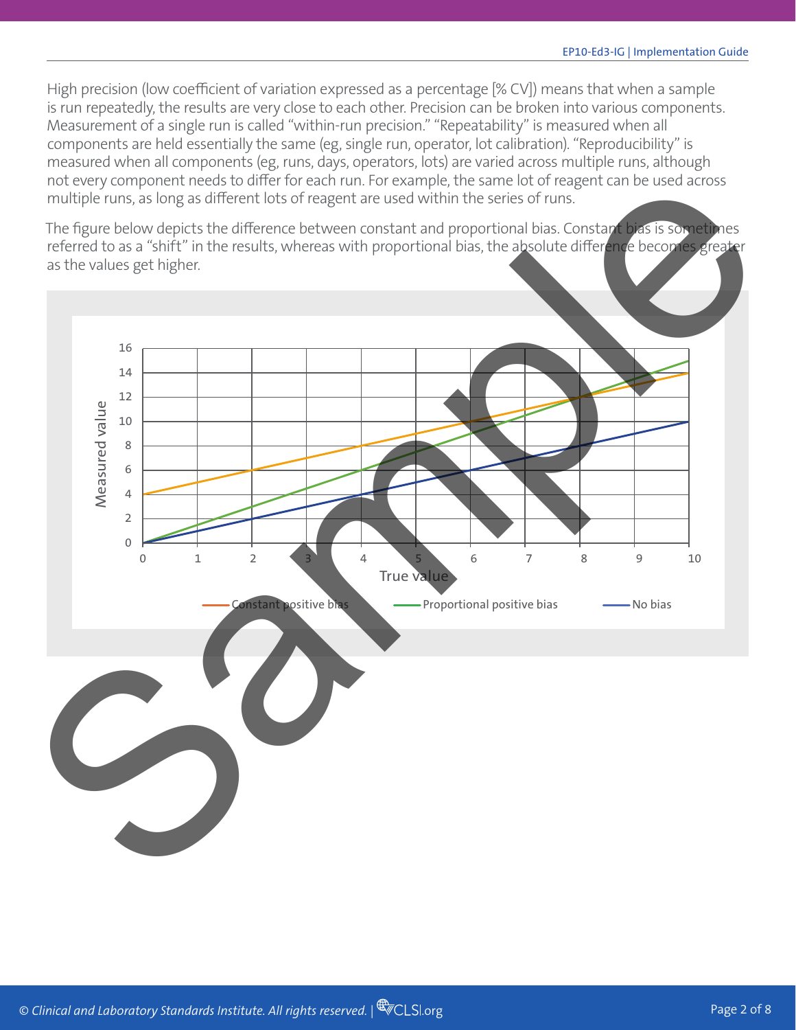High precision (low coefficient of variation expressed as a percentage [% CV]) means that when a sample is run repeatedly, the results are very close to each other. Precision can be broken into various components. Measurement of a single run is called "within-run precision." "Repeatability" is measured when all components are held essentially the same (eg, single run, operator, lot calibration). "Reproducibility" is measured when all components (eg, runs, days, operators, lots) are varied across multiple runs, although not every component needs to differ for each run. For example, the same lot of reagent can be used across multiple runs, as long as different lots of reagent are used within the series of runs.

The figure below depicts the difference between constant and proportional bias. Constant bias is sometimes referred to as a "shift" in the results, whereas with proportional bias, the absolute difference becomes greater as the values get higher.

Measured value

16
14
12
10
8
6
4
2
0

0 1 2 3 4 5 6 7 8 9 10

True value

Constant positive bias
Proportional positive bias
No bias